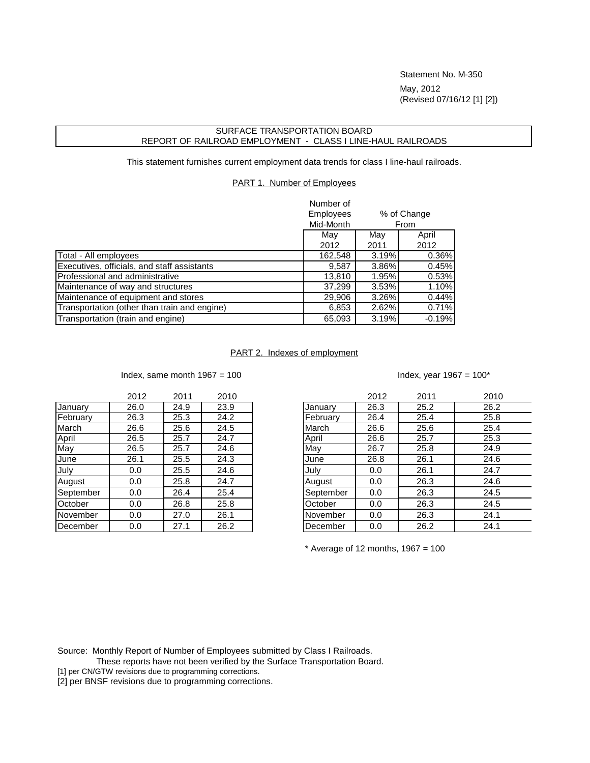Statement No. M-350

May, 2012
(Revised 07/16/12 [1] [2])

## SURFACE TRANSPORTATION BOARD
## REPORT OF RAILROAD EMPLOYMENT - CLASS I LINE-HAUL RAILROADS

This statement furnishes current employment data trends for class I line-haul railroads.

### PART 1. Number of Employees

| | Number of Employees Mid-Month | % of Change From | |
|---|---|---|---|
| | May 2012 | May 2011 | April 2012 |
| Total - All employees | 162,548 | 3.19% | 0.36% |
| Executives, officials, and staff assistants | 9,587 | 3.86% | 0.45% |
| Professional and administrative | 13,810 | 1.95% | 0.53% |
| Maintenance of way and structures | 37,299 | 3.53% | 1.10% |
| Maintenance of equipment and stores | 29,906 | 3.26% | 0.44% |
| Transportation (other than train and engine) | 6,853 | 2.62% | 0.71% |
| Transportation (train and engine) | 65,093 | 3.19% | -0.19% |

### PART 2. Indexes of employment

Index, same month 1967 = 100

| | 2012 | 2011 | 2010 |
|---|---|---|---|
| January | 26.0 | 24.9 | 23.9 |
| February | 26.3 | 25.3 | 24.2 |
| March | 26.6 | 25.6 | 24.5 |
| April | 26.5 | 25.7 | 24.7 |
| May | 26.5 | 25.7 | 24.6 |
| June | 26.1 | 25.5 | 24.3 |
| July | 0.0 | 25.5 | 24.6 |
| August | 0.0 | 25.8 | 24.7 |
| September | 0.0 | 26.4 | 25.4 |
| October | 0.0 | 26.8 | 25.8 |
| November | 0.0 | 27.0 | 26.1 |
| December | 0.0 | 27.1 | 26.2 |

Index, year 1967 = 100*

| | 2012 | 2011 | 2010 |
|---|---|---|---|
| January | 26.3 | 25.2 | 26.2 |
| February | 26.4 | 25.4 | 25.8 |
| March | 26.6 | 25.6 | 25.4 |
| April | 26.6 | 25.7 | 25.3 |
| May | 26.7 | 25.8 | 24.9 |
| June | 26.8 | 26.1 | 24.6 |
| July | 0.0 | 26.1 | 24.7 |
| August | 0.0 | 26.3 | 24.6 |
| September | 0.0 | 26.3 | 24.5 |
| October | 0.0 | 26.3 | 24.5 |
| November | 0.0 | 26.3 | 24.1 |
| December | 0.0 | 26.2 | 24.1 |

\* Average of 12 months, 1967 = 100

Source: Monthly Report of Number of Employees submitted by Class I Railroads.
These reports have not been verified by the Surface Transportation Board.

[1] per CN/GTW revisions due to programming corrections.

[2] per BNSF revisions due to programming corrections.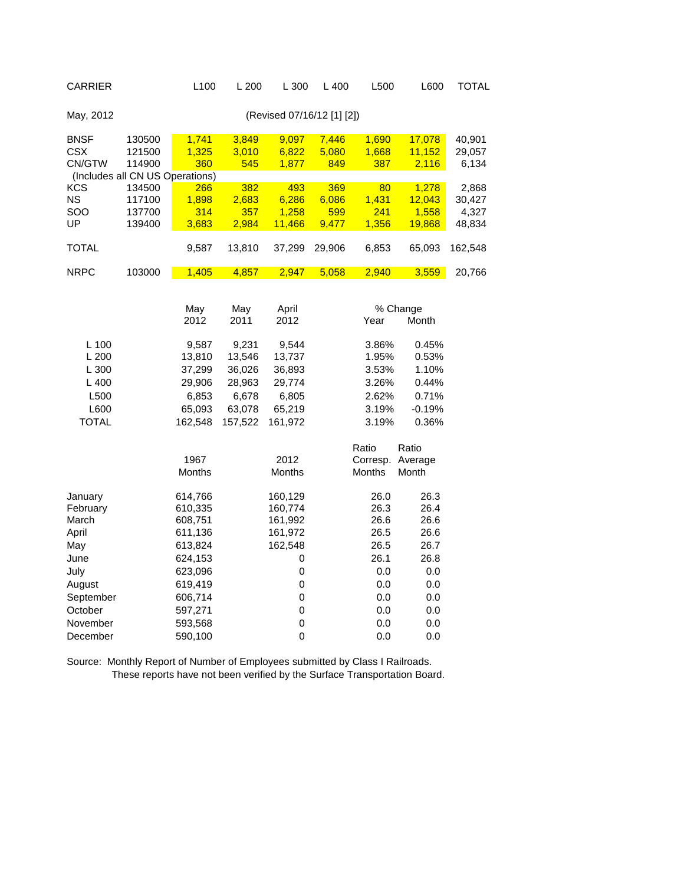| CARRIER | | L100 | L 200 | L 300 | L 400 | L500 | L600 | TOTAL |
|---|---|---|---|---|---|---|---|---|
| May, 2012 | | | | (Revised 07/16/12 [1] [2]) | | | | |
| BNSF | 130500 | 1,741 | 3,849 | 9,097 | 7,446 | 1,690 | 17,078 | 40,901 |
| CSX | 121500 | 1,325 | 3,010 | 6,822 | 5,080 | 1,668 | 11,152 | 29,057 |
| CN/GTW | 114900 | 360 | 545 | 1,877 | 849 | 387 | 2,116 | 6,134 |
| (Includes all CN US Operations) | | | | | | | | |
| KCS | 134500 | 266 | 382 | 493 | 369 | 80 | 1,278 | 2,868 |
| NS | 117100 | 1,898 | 2,683 | 6,286 | 6,086 | 1,431 | 12,043 | 30,427 |
| SOO | 137700 | 314 | 357 | 1,258 | 599 | 241 | 1,558 | 4,327 |
| UP | 139400 | 3,683 | 2,984 | 11,466 | 9,477 | 1,356 | 19,868 | 48,834 |
| TOTAL | | 9,587 | 13,810 | 37,299 | 29,906 | 6,853 | 65,093 | 162,548 |
| NRPC | 103000 | 1,405 | 4,857 | 2,947 | 5,058 | 2,940 | 3,559 | 20,766 |

| | May 2012 | May 2011 | April 2012 | % Change Year | % Change Month |
|---|---|---|---|---|---|
| L 100 | 9,587 | 9,231 | 9,544 | 3.86% | 0.45% |
| L 200 | 13,810 | 13,546 | 13,737 | 1.95% | 0.53% |
| L 300 | 37,299 | 36,026 | 36,893 | 3.53% | 1.10% |
| L 400 | 29,906 | 28,963 | 29,774 | 3.26% | 0.44% |
| L500 | 6,853 | 6,678 | 6,805 | 2.62% | 0.71% |
| L600 | 65,093 | 63,078 | 65,219 | 3.19% | -0.19% |
| TOTAL | 162,548 | 157,522 | 161,972 | 3.19% | 0.36% |

| | 1967 Months | 2012 Months | Ratio Corresp. Months | Ratio Average Month |
|---|---|---|---|---|
| January | 614,766 | 160,129 | 26.0 | 26.3 |
| February | 610,335 | 160,774 | 26.3 | 26.4 |
| March | 608,751 | 161,992 | 26.6 | 26.6 |
| April | 611,136 | 161,972 | 26.5 | 26.6 |
| May | 613,824 | 162,548 | 26.5 | 26.7 |
| June | 624,153 | 0 | 26.1 | 26.8 |
| July | 623,096 | 0 | 0.0 | 0.0 |
| August | 619,419 | 0 | 0.0 | 0.0 |
| September | 606,714 | 0 | 0.0 | 0.0 |
| October | 597,271 | 0 | 0.0 | 0.0 |
| November | 593,568 | 0 | 0.0 | 0.0 |
| December | 590,100 | 0 | 0.0 | 0.0 |

Source: Monthly Report of Number of Employees submitted by Class I Railroads.
These reports have not been verified by the Surface Transportation Board.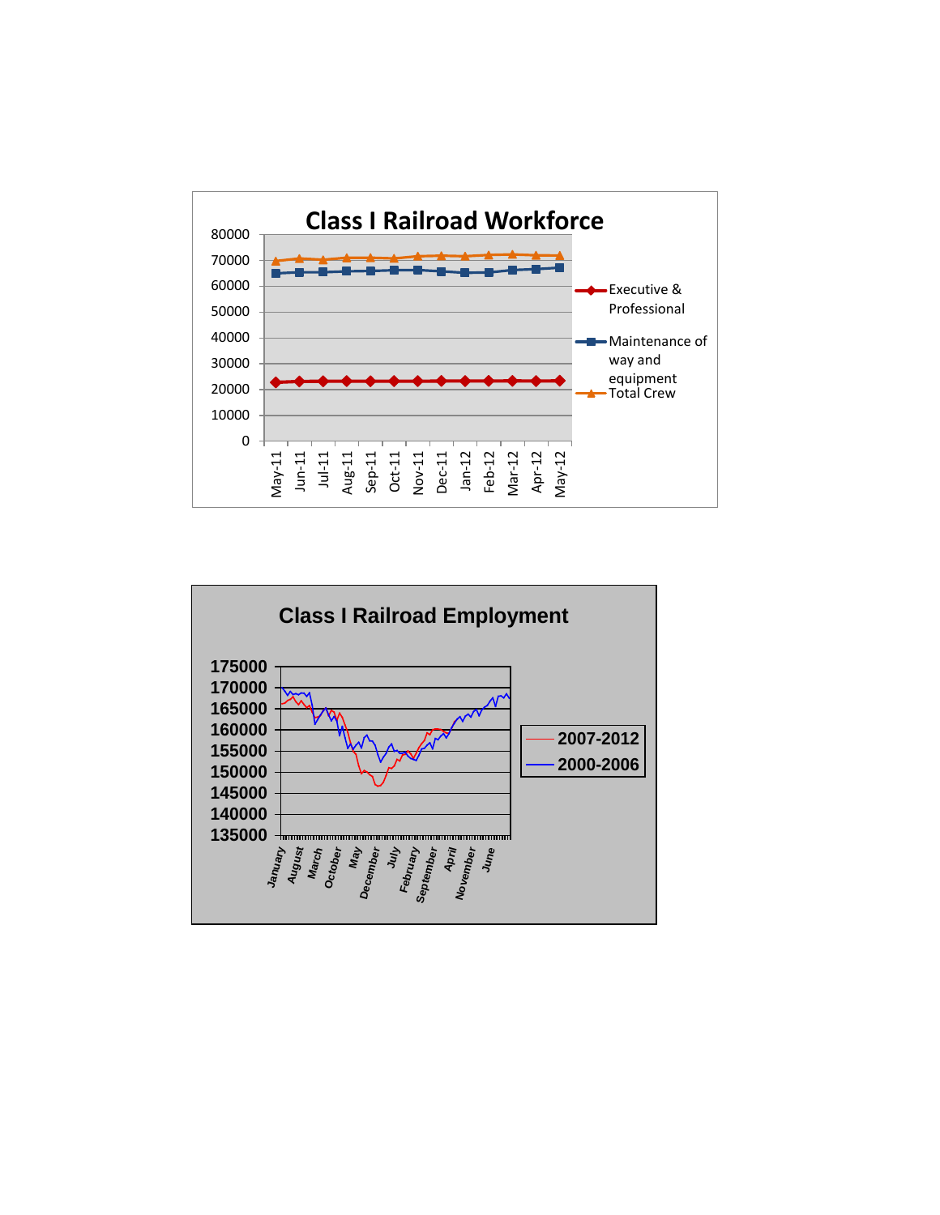Class I Railroad Workforce

80000
70000
60000
50000
40000
30000
20000
10000
0

May-11
Jun-11
Jul-11
Aug-11
Sep-11
Oct-11
Nov-11
Dec-11
Jan-12
Feb-12
Mar-12
Apr-12
May-12

Executive & Professional
Maintenance of way and equipment
Total Crew

Class I Railroad Employment

175000
170000
165000
160000
155000
150000
145000
140000
135000

January
August
March
October
May
December
July
February
September
April
November
June

2007-2012
2000-2006